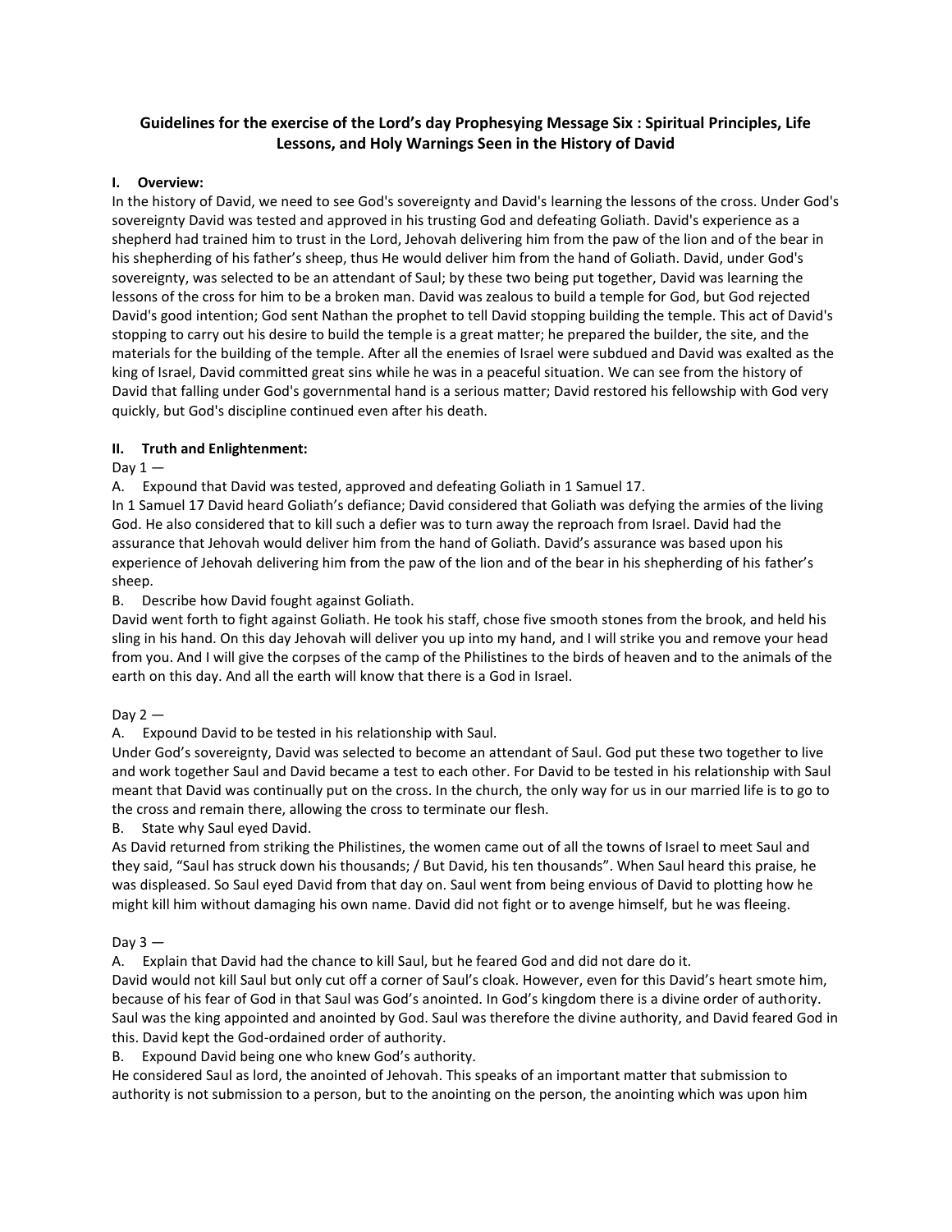**Guidelines for the exercise of the Lord's day Prophesying Message Six : Spiritual Principles, Life Lessons, and Holy Warnings Seen in the History of David**

**I. Overview:**

In the history of David, we need to see God's sovereignty and David's learning the lessons of the cross. Under God's sovereignty David was tested and approved in his trusting God and defeating Goliath. David's experience as a shepherd had trained him to trust in the Lord, Jehovah delivering him from the paw of the lion and of the bear in his shepherding of his father's sheep, thus He would deliver him from the hand of Goliath. David, under God's sovereignty, was selected to be an attendant of Saul; by these two being put together, David was learning the lessons of the cross for him to be a broken man. David was zealous to build a temple for God, but God rejected David's good intention; God sent Nathan the prophet to tell David stopping building the temple. This act of David's stopping to carry out his desire to build the temple is a great matter; he prepared the builder, the site, and the materials for the building of the temple. After all the enemies of Israel were subdued and David was exalted as the king of Israel, David committed great sins while he was in a peaceful situation. We can see from the history of David that falling under God's governmental hand is a serious matter; David restored his fellowship with God very quickly, but God's discipline continued even after his death.

**II. Truth and Enlightenment:**

Day 1 —

A. Expound that David was tested, approved and defeating Goliath in 1 Samuel 17.

In 1 Samuel 17 David heard Goliath's defiance; David considered that Goliath was defying the armies of the living God. He also considered that to kill such a defier was to turn away the reproach from Israel. David had the assurance that Jehovah would deliver him from the hand of Goliath. David's assurance was based upon his experience of Jehovah delivering him from the paw of the lion and of the bear in his shepherding of his father's sheep.

B. Describe how David fought against Goliath.

David went forth to fight against Goliath. He took his staff, chose five smooth stones from the brook, and held his sling in his hand. On this day Jehovah will deliver you up into my hand, and I will strike you and remove your head from you. And I will give the corpses of the camp of the Philistines to the birds of heaven and to the animals of the earth on this day. And all the earth will know that there is a God in Israel.

Day 2 —

A. Expound David to be tested in his relationship with Saul.

Under God's sovereignty, David was selected to become an attendant of Saul. God put these two together to live and work together Saul and David became a test to each other. For David to be tested in his relationship with Saul meant that David was continually put on the cross. In the church, the only way for us in our married life is to go to the cross and remain there, allowing the cross to terminate our flesh.

B. State why Saul eyed David.

As David returned from striking the Philistines, the women came out of all the towns of Israel to meet Saul and they said, "Saul has struck down his thousands; / But David, his ten thousands". When Saul heard this praise, he was displeased. So Saul eyed David from that day on. Saul went from being envious of David to plotting how he might kill him without damaging his own name. David did not fight or to avenge himself, but he was fleeing.

Day 3 —

A. Explain that David had the chance to kill Saul, but he feared God and did not dare do it.

David would not kill Saul but only cut off a corner of Saul's cloak. However, even for this David's heart smote him, because of his fear of God in that Saul was God's anointed. In God's kingdom there is a divine order of authority. Saul was the king appointed and anointed by God. Saul was therefore the divine authority, and David feared God in this. David kept the God-ordained order of authority.

B. Expound David being one who knew God's authority.

He considered Saul as lord, the anointed of Jehovah. This speaks of an important matter that submission to authority is not submission to a person, but to the anointing on the person, the anointing which was upon him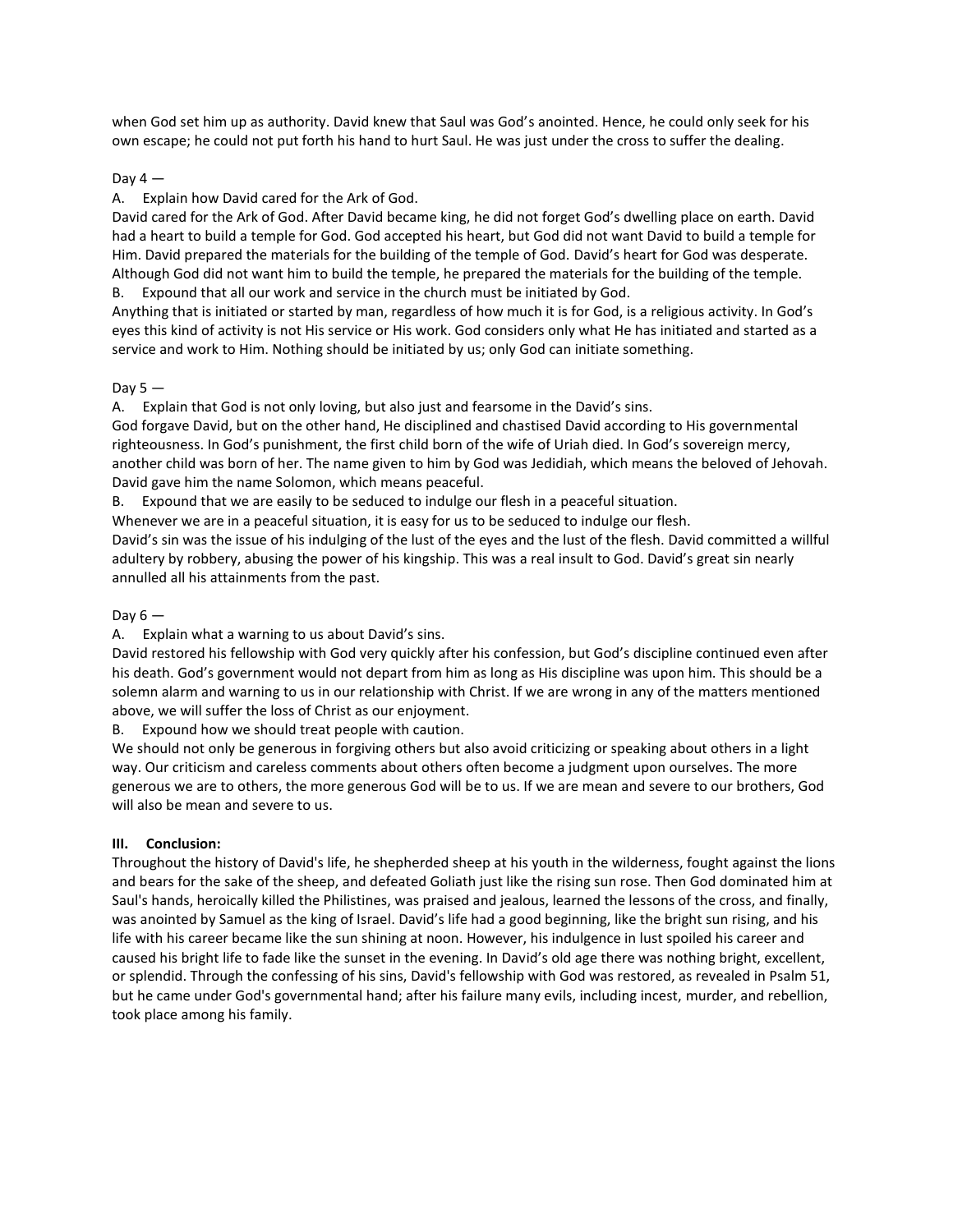when God set him up as authority. David knew that Saul was God's anointed. Hence, he could only seek for his own escape; he could not put forth his hand to hurt Saul. He was just under the cross to suffer the dealing.

Day 4 —

A. Explain how David cared for the Ark of God.

David cared for the Ark of God. After David became king, he did not forget God's dwelling place on earth. David had a heart to build a temple for God. God accepted his heart, but God did not want David to build a temple for Him. David prepared the materials for the building of the temple of God. David's heart for God was desperate. Although God did not want him to build the temple, he prepared the materials for the building of the temple.

B. Expound that all our work and service in the church must be initiated by God.

Anything that is initiated or started by man, regardless of how much it is for God, is a religious activity. In God's eyes this kind of activity is not His service or His work. God considers only what He has initiated and started as a service and work to Him. Nothing should be initiated by us; only God can initiate something.

Day 5 —

A. Explain that God is not only loving, but also just and fearsome in the David's sins.

God forgave David, but on the other hand, He disciplined and chastised David according to His governmental righteousness. In God's punishment, the first child born of the wife of Uriah died. In God's sovereign mercy, another child was born of her. The name given to him by God was Jedidiah, which means the beloved of Jehovah. David gave him the name Solomon, which means peaceful.

B. Expound that we are easily to be seduced to indulge our flesh in a peaceful situation.

Whenever we are in a peaceful situation, it is easy for us to be seduced to indulge our flesh.

David's sin was the issue of his indulging of the lust of the eyes and the lust of the flesh. David committed a willful adultery by robbery, abusing the power of his kingship. This was a real insult to God. David's great sin nearly annulled all his attainments from the past.

Day 6 —

A. Explain what a warning to us about David's sins.

David restored his fellowship with God very quickly after his confession, but God's discipline continued even after his death. God's government would not depart from him as long as His discipline was upon him. This should be a solemn alarm and warning to us in our relationship with Christ. If we are wrong in any of the matters mentioned above, we will suffer the loss of Christ as our enjoyment.

B. Expound how we should treat people with caution.

We should not only be generous in forgiving others but also avoid criticizing or speaking about others in a light way. Our criticism and careless comments about others often become a judgment upon ourselves. The more generous we are to others, the more generous God will be to us. If we are mean and severe to our brothers, God will also be mean and severe to us.

**III. Conclusion:**

Throughout the history of David's life, he shepherded sheep at his youth in the wilderness, fought against the lions and bears for the sake of the sheep, and defeated Goliath just like the rising sun rose. Then God dominated him at Saul's hands, heroically killed the Philistines, was praised and jealous, learned the lessons of the cross, and finally, was anointed by Samuel as the king of Israel. David's life had a good beginning, like the bright sun rising, and his life with his career became like the sun shining at noon. However, his indulgence in lust spoiled his career and caused his bright life to fade like the sunset in the evening. In David's old age there was nothing bright, excellent, or splendid. Through the confessing of his sins, David's fellowship with God was restored, as revealed in Psalm 51, but he came under God's governmental hand; after his failure many evils, including incest, murder, and rebellion, took place among his family.